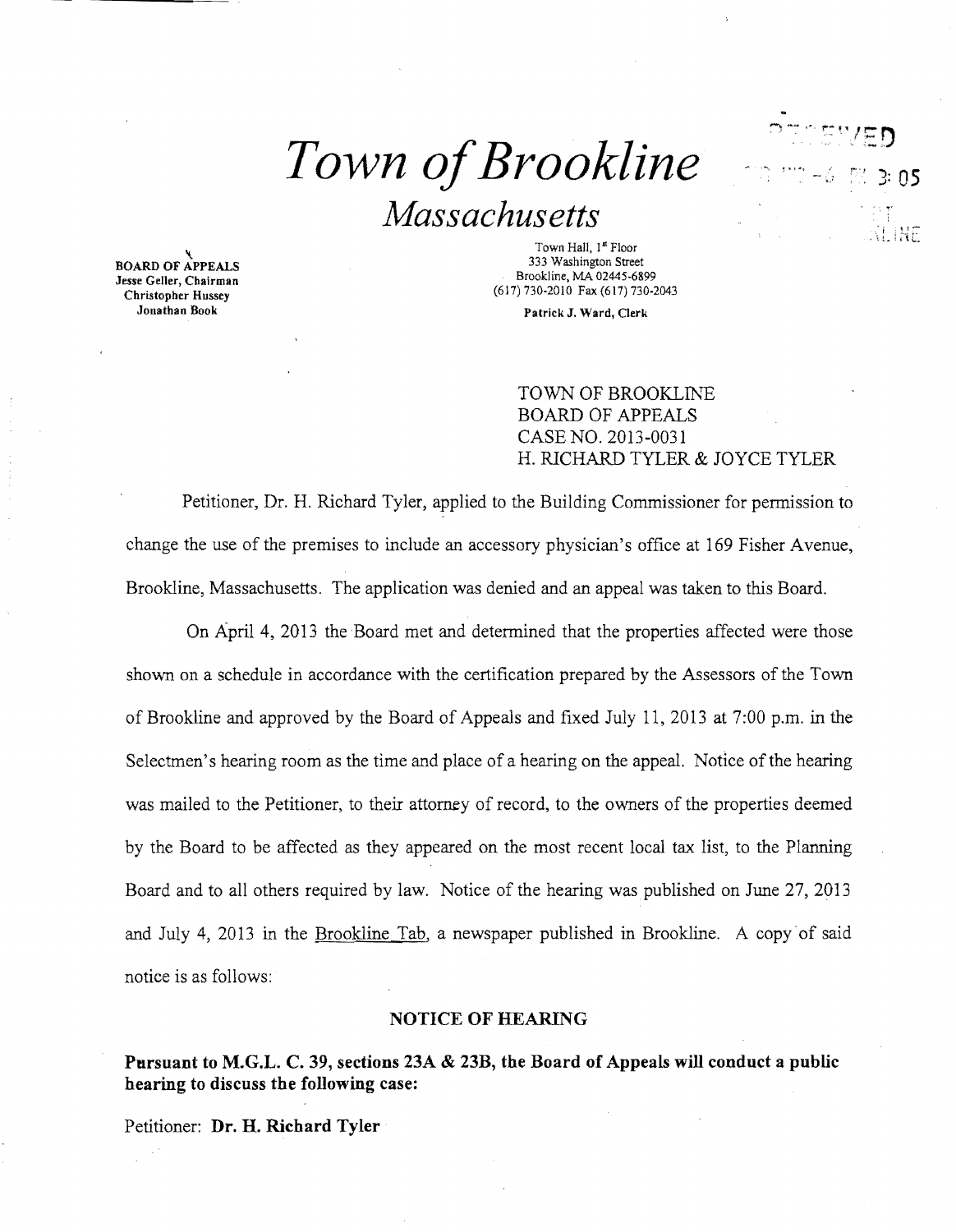# *Town of Brookline*

## *Massachusetts*

**BOARD OF APPEALS**
**Jesse Geller, Chairman**
**Christopher Hussey**
**Jonathan Book**

Town Hall, 1st Floor
333 Washington Street
Brookline, MA 02445-6899
(617) 730-2010 Fax (617) 730-2043

**Patrick J. Ward, Clerk**

TOWN OF BROOKLINE
BOARD OF APPEALS
CASE NO. 2013-0031
H. RICHARD TYLER & JOYCE TYLER

Petitioner, Dr. H. Richard Tyler, applied to the Building Commissioner for permission to change the use of the premises to include an accessory physician's office at 169 Fisher Avenue, Brookline, Massachusetts. The application was denied and an appeal was taken to this Board.

On April 4, 2013 the Board met and determined that the properties affected were those shown on a schedule in accordance with the certification prepared by the Assessors of the Town of Brookline and approved by the Board of Appeals and fixed July 11, 2013 at 7:00 p.m. in the Selectmen's hearing room as the time and place of a hearing on the appeal. Notice of the hearing was mailed to the Petitioner, to their attorney of record, to the owners of the properties deemed by the Board to be affected as they appeared on the most recent local tax list, to the Planning Board and to all others required by law. Notice of the hearing was published on June 27, 2013 and July 4, 2013 in the Brookline Tab, a newspaper published in Brookline. A copy of said notice is as follows:

**NOTICE OF HEARING**

**Pursuant to M.G.L. C. 39, sections 23A & 23B, the Board of Appeals will conduct a public hearing to discuss the following case:**

Petitioner: **Dr. H. Richard Tyler**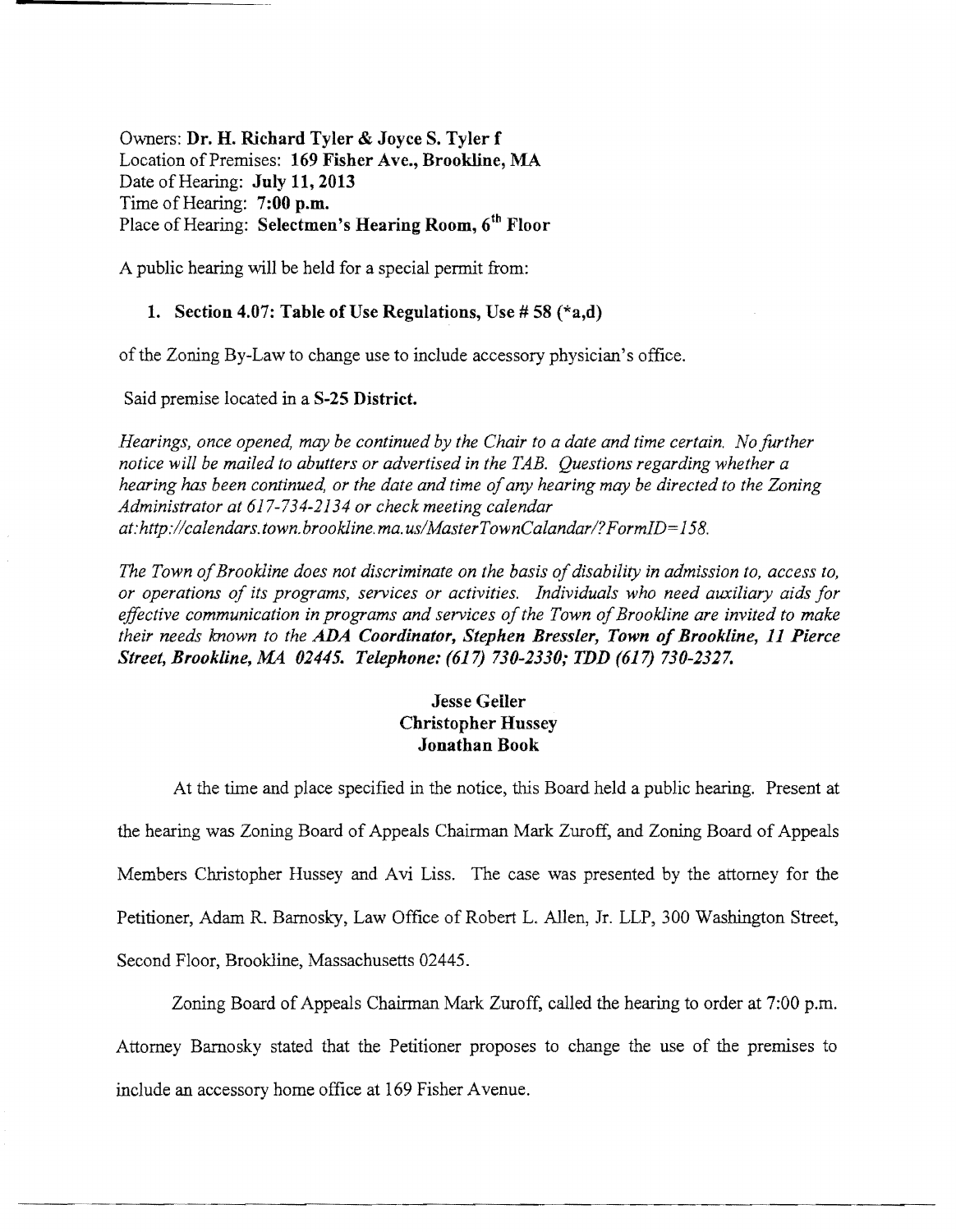Owners: **Dr. H. Richard Tyler & Joyce S. Tyler f**
Location of Premises: **169 Fisher Ave., Brookline, MA**
Date of Hearing: **July 11, 2013**
Time of Hearing: **7:00 p.m.**
Place of Hearing: **Selectmen's Hearing Room, 6th Floor**

A public hearing will be held for a special permit from:

1. **Section 4.07: Table of Use Regulations, Use # 58 (*a,d)**

of the Zoning By-Law to change use to include accessory physician's office.

Said premise located in a **S-25 District.**

*Hearings, once opened, may be continued by the Chair to a date and time certain. No further notice will be mailed to abutters or advertised in the TAB. Questions regarding whether a hearing has been continued, or the date and time of any hearing may be directed to the Zoning Administrator at 617-734-2134 or check meeting calendar at:http://calendars.town.brookline.ma.us/MasterTownCalandar/?FormID=158.*

*The Town of Brookline does not discriminate on the basis of disability in admission to, access to, or operations of its programs, services or activities. Individuals who need auxiliary aids for effective communication in programs and services of the Town of Brookline are invited to make their needs known to the* ***ADA Coordinator, Stephen Bressler, Town of Brookline, 11 Pierce Street, Brookline, MA 02445. Telephone: (617) 730-2330; TDD (617) 730-2327.***

**Jesse Geller**
**Christopher Hussey**
**Jonathan Book**

At the time and place specified in the notice, this Board held a public hearing. Present at the hearing was Zoning Board of Appeals Chairman Mark Zuroff, and Zoning Board of Appeals Members Christopher Hussey and Avi Liss. The case was presented by the attorney for the Petitioner, Adam R. Barnosky, Law Office of Robert L. Allen, Jr. LLP, 300 Washington Street, Second Floor, Brookline, Massachusetts 02445.

Zoning Board of Appeals Chairman Mark Zuroff, called the hearing to order at 7:00 p.m. Attorney Barnosky stated that the Petitioner proposes to change the use of the premises to include an accessory home office at 169 Fisher Avenue.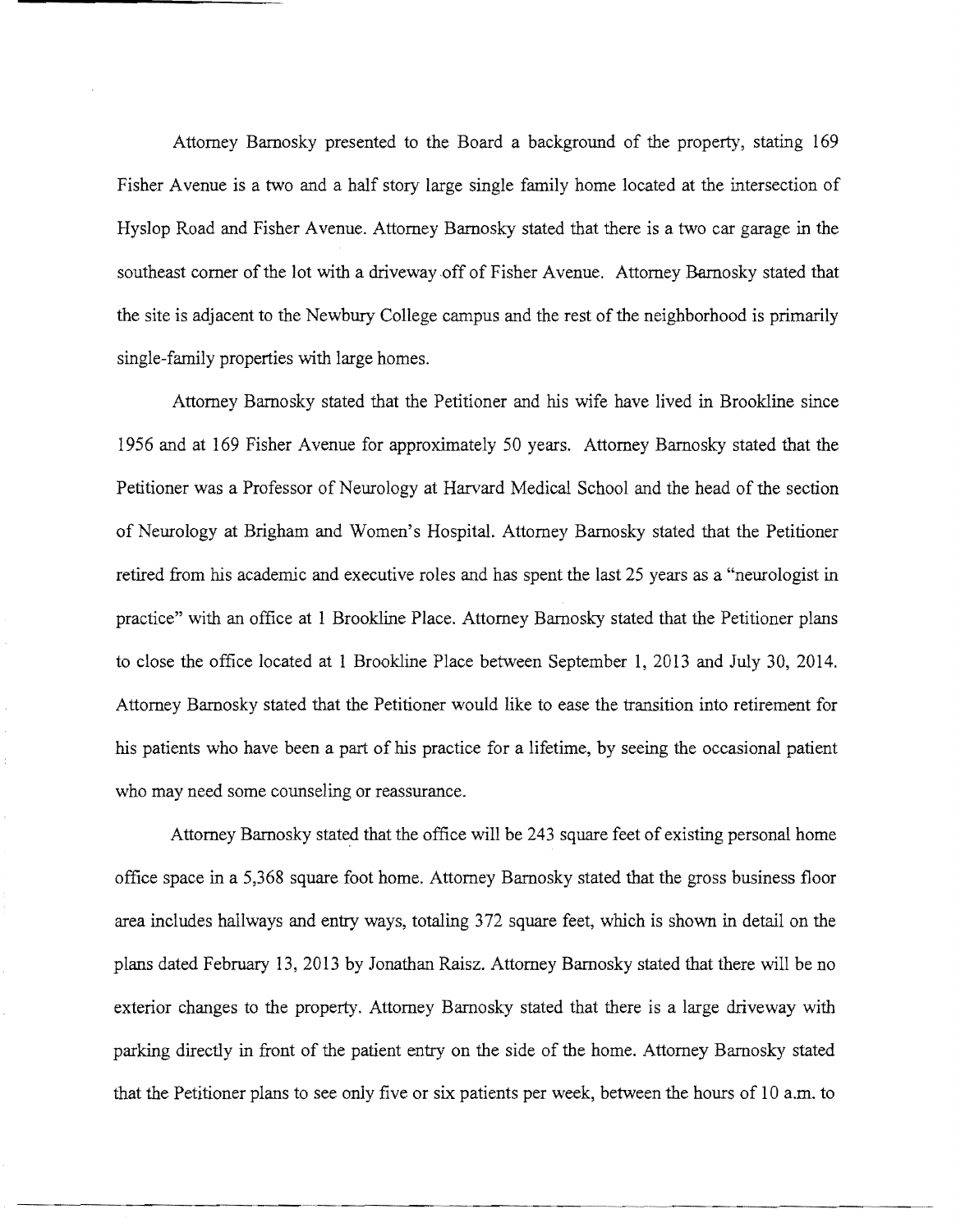Attorney Barnosky presented to the Board a background of the property, stating 169 Fisher Avenue is a two and a half story large single family home located at the intersection of Hyslop Road and Fisher Avenue. Attorney Barnosky stated that there is a two car garage in the southeast corner of the lot with a driveway off of Fisher Avenue. Attorney Barnosky stated that the site is adjacent to the Newbury College campus and the rest of the neighborhood is primarily single-family properties with large homes.

Attorney Barnosky stated that the Petitioner and his wife have lived in Brookline since 1956 and at 169 Fisher Avenue for approximately 50 years. Attorney Barnosky stated that the Petitioner was a Professor of Neurology at Harvard Medical School and the head of the section of Neurology at Brigham and Women's Hospital. Attorney Barnosky stated that the Petitioner retired from his academic and executive roles and has spent the last 25 years as a "neurologist in practice" with an office at 1 Brookline Place. Attorney Barnosky stated that the Petitioner plans to close the office located at 1 Brookline Place between September 1, 2013 and July 30, 2014. Attorney Barnosky stated that the Petitioner would like to ease the transition into retirement for his patients who have been a part of his practice for a lifetime, by seeing the occasional patient who may need some counseling or reassurance.

Attorney Barnosky stated that the office will be 243 square feet of existing personal home office space in a 5,368 square foot home. Attorney Barnosky stated that the gross business floor area includes hallways and entry ways, totaling 372 square feet, which is shown in detail on the plans dated February 13, 2013 by Jonathan Raisz. Attorney Barnosky stated that there will be no exterior changes to the property. Attorney Barnosky stated that there is a large driveway with parking directly in front of the patient entry on the side of the home. Attorney Barnosky stated that the Petitioner plans to see only five or six patients per week, between the hours of 10 a.m. to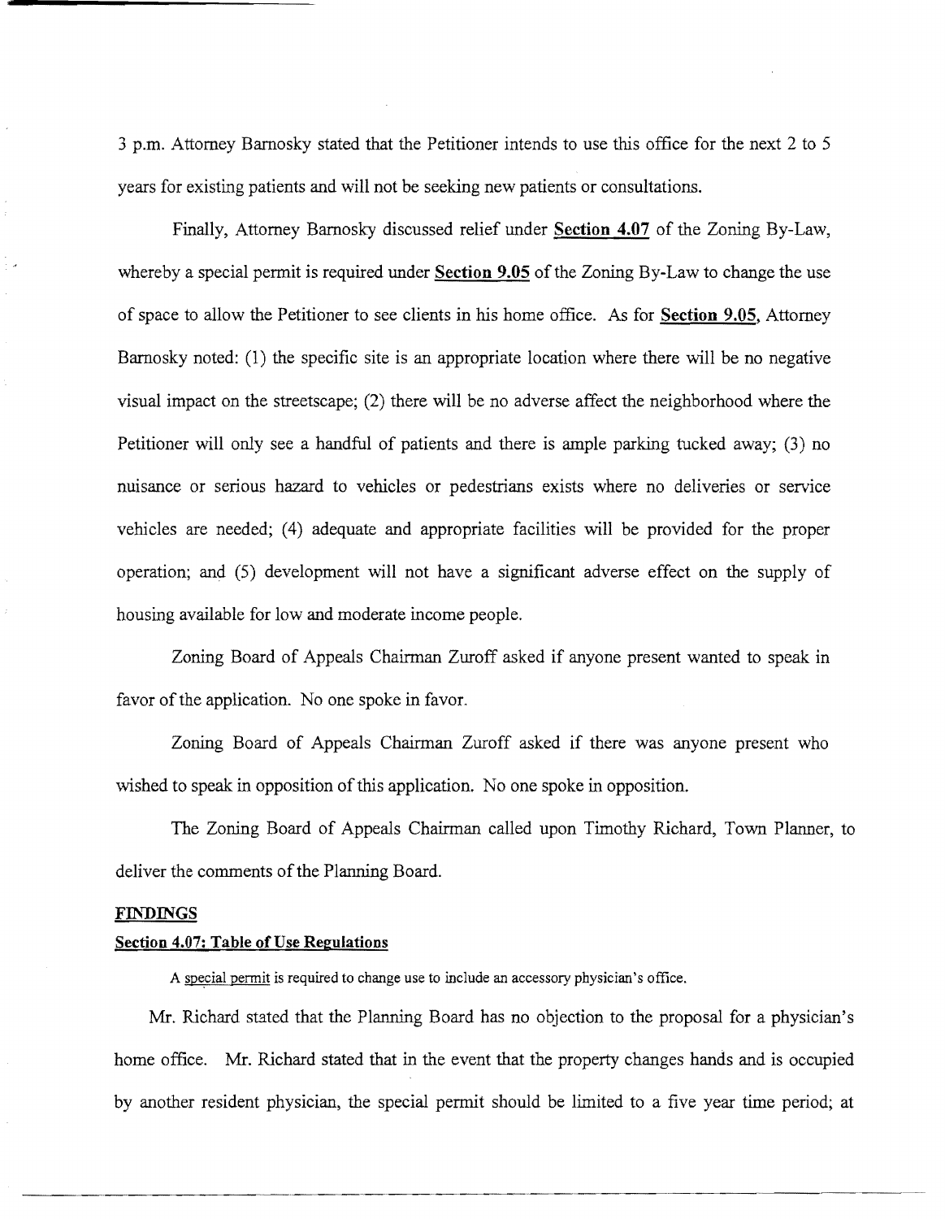3 p.m. Attorney Barnosky stated that the Petitioner intends to use this office for the next 2 to 5 years for existing patients and will not be seeking new patients or consultations.

Finally, Attorney Barnosky discussed relief under **Section 4.07** of the Zoning By-Law, whereby a special permit is required under **Section 9.05** of the Zoning By-Law to change the use of space to allow the Petitioner to see clients in his home office. As for **Section 9.05**, Attorney Barnosky noted: (1) the specific site is an appropriate location where there will be no negative visual impact on the streetscape; (2) there will be no adverse affect the neighborhood where the Petitioner will only see a handful of patients and there is ample parking tucked away; (3) no nuisance or serious hazard to vehicles or pedestrians exists where no deliveries or service vehicles are needed; (4) adequate and appropriate facilities will be provided for the proper operation; and (5) development will not have a significant adverse effect on the supply of housing available for low and moderate income people.

Zoning Board of Appeals Chairman Zuroff asked if anyone present wanted to speak in favor of the application. No one spoke in favor.

Zoning Board of Appeals Chairman Zuroff asked if there was anyone present who wished to speak in opposition of this application. No one spoke in opposition.

The Zoning Board of Appeals Chairman called upon Timothy Richard, Town Planner, to deliver the comments of the Planning Board.

**FINDINGS**

**Section 4.07: Table of Use Regulations**

A special permit is required to change use to include an accessory physician's office.

Mr. Richard stated that the Planning Board has no objection to the proposal for a physician's home office. Mr. Richard stated that in the event that the property changes hands and is occupied by another resident physician, the special permit should be limited to a five year time period; at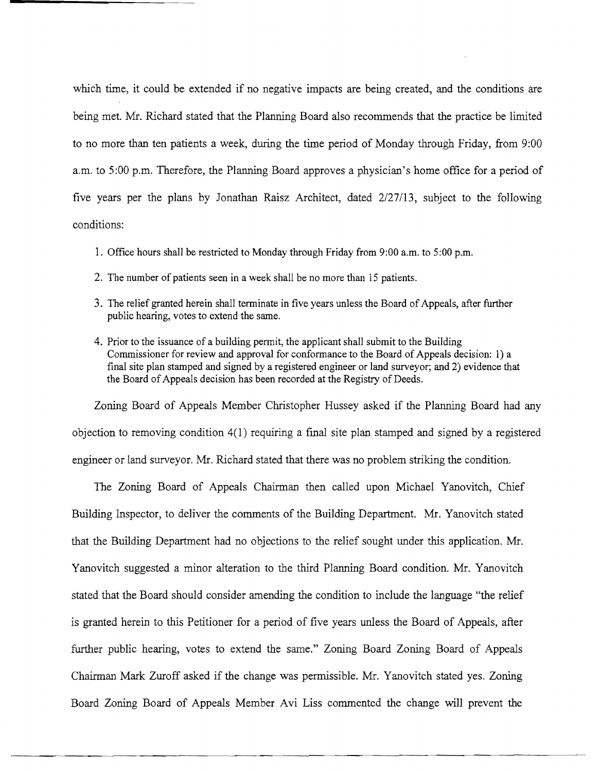which time, it could be extended if no negative impacts are being created, and the conditions are being met. Mr. Richard stated that the Planning Board also recommends that the practice be limited to no more than ten patients a week, during the time period of Monday through Friday, from 9:00 a.m. to 5:00 p.m. Therefore, the Planning Board approves a physician's home office for a period of five years per the plans by Jonathan Raisz Architect, dated 2/27/13, subject to the following conditions:

1. Office hours shall be restricted to Monday through Friday from 9:00 a.m. to 5:00 p.m.
2. The number of patients seen in a week shall be no more than 15 patients.
3. The relief granted herein shall terminate in five years unless the Board of Appeals, after further public hearing, votes to extend the same.
4. Prior to the issuance of a building permit, the applicant shall submit to the Building Commissioner for review and approval for conformance to the Board of Appeals decision: 1) a final site plan stamped and signed by a registered engineer or land surveyor; and 2) evidence that the Board of Appeals decision has been recorded at the Registry of Deeds.

Zoning Board of Appeals Member Christopher Hussey asked if the Planning Board had any objection to removing condition 4(1) requiring a final site plan stamped and signed by a registered engineer or land surveyor. Mr. Richard stated that there was no problem striking the condition.

The Zoning Board of Appeals Chairman then called upon Michael Yanovitch, Chief Building Inspector, to deliver the comments of the Building Department. Mr. Yanovitch stated that the Building Department had no objections to the relief sought under this application. Mr. Yanovitch suggested a minor alteration to the third Planning Board condition. Mr. Yanovitch stated that the Board should consider amending the condition to include the language "the relief is granted herein to this Petitioner for a period of five years unless the Board of Appeals, after further public hearing, votes to extend the same." Zoning Board Zoning Board of Appeals Chairman Mark Zuroff asked if the change was permissible. Mr. Yanovitch stated yes. Zoning Board Zoning Board of Appeals Member Avi Liss commented the change will prevent the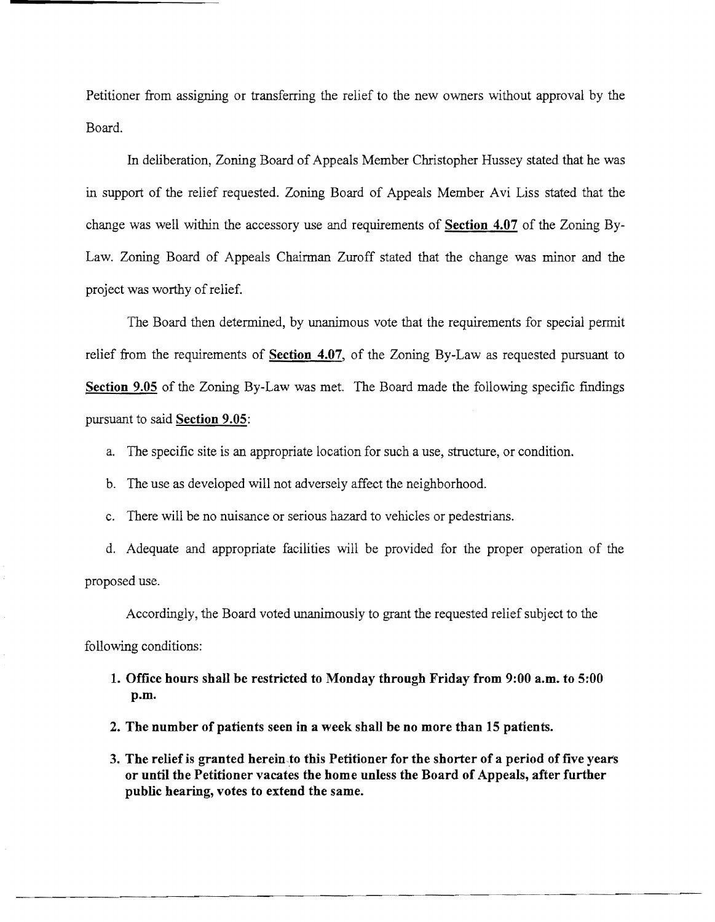Petitioner from assigning or transferring the relief to the new owners without approval by the Board.

In deliberation, Zoning Board of Appeals Member Christopher Hussey stated that he was in support of the relief requested. Zoning Board of Appeals Member Avi Liss stated that the change was well within the accessory use and requirements of **Section 4.07** of the Zoning By-Law. Zoning Board of Appeals Chairman Zuroff stated that the change was minor and the project was worthy of relief.

The Board then determined, by unanimous vote that the requirements for special permit relief from the requirements of **Section 4.07**, of the Zoning By-Law as requested pursuant to **Section 9.05** of the Zoning By-Law was met. The Board made the following specific findings pursuant to said **Section 9.05**:

a. The specific site is an appropriate location for such a use, structure, or condition.

b. The use as developed will not adversely affect the neighborhood.

c. There will be no nuisance or serious hazard to vehicles or pedestrians.

d. Adequate and appropriate facilities will be provided for the proper operation of the proposed use.

Accordingly, the Board voted unanimously to grant the requested relief subject to the following conditions:

1. **Office hours shall be restricted to Monday through Friday from 9:00 a.m. to 5:00 p.m.**

2. **The number of patients seen in a week shall be no more than 15 patients.**

3. **The relief is granted herein to this Petitioner for the shorter of a period of five years or until the Petitioner vacates the home unless the Board of Appeals, after further public hearing, votes to extend the same.**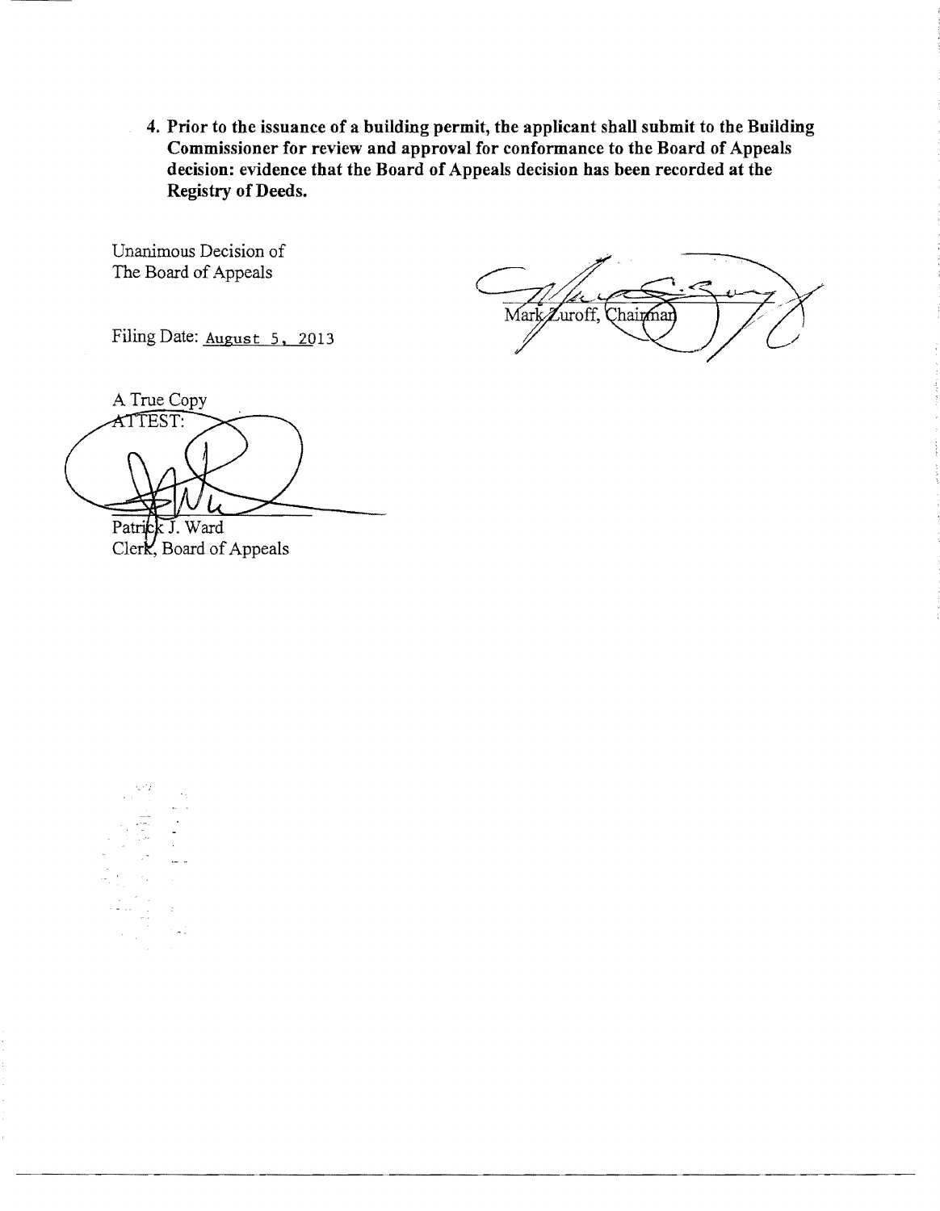**4. Prior to the issuance of a building permit, the applicant shall submit to the Building Commissioner for review and approval for conformance to the Board of Appeals decision: evidence that the Board of Appeals decision has been recorded at the Registry of Deeds.**

Unanimous Decision of
The Board of Appeals

Mark Zuroff, Chairman

Filing Date: August 5, 2013

A True Copy
ATTEST:

Patrick J. Ward
Clerk, Board of Appeals